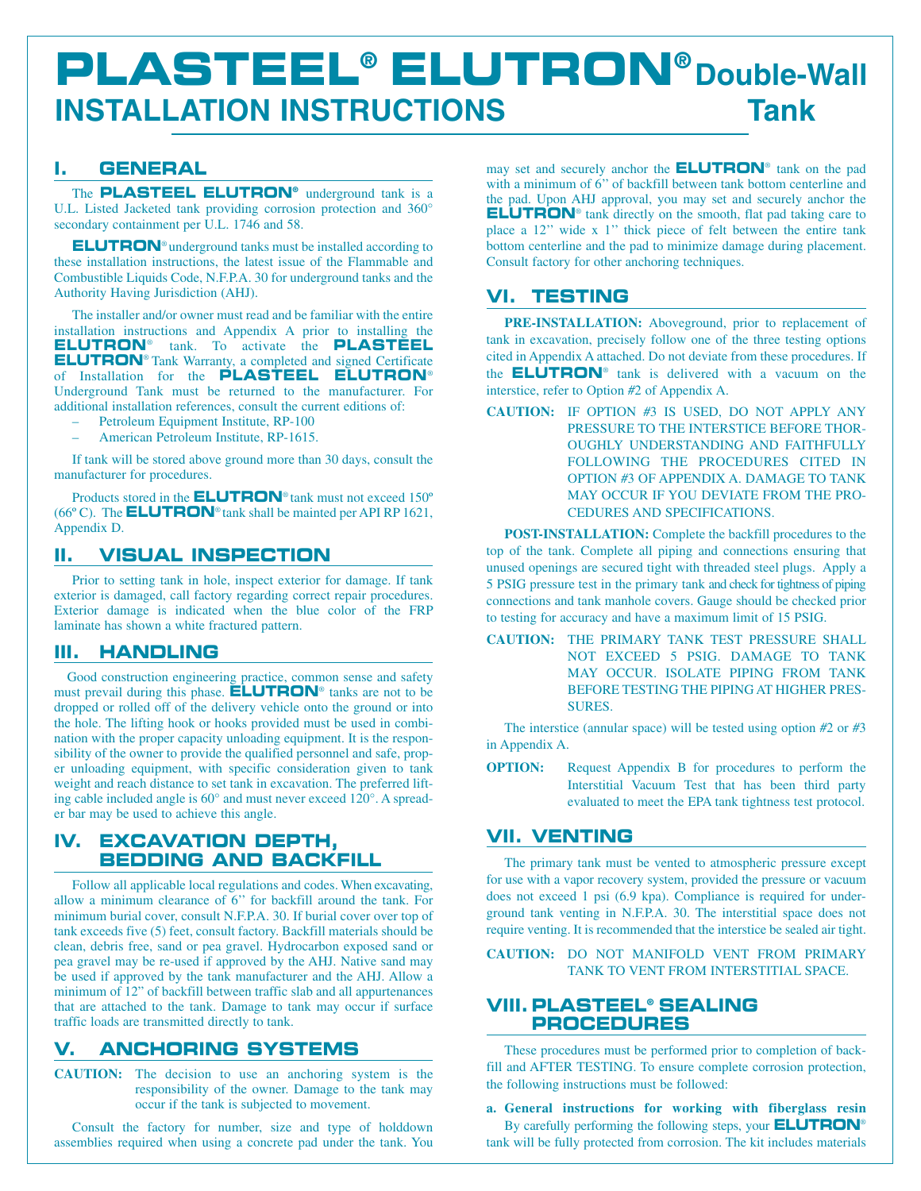# PLASTEEL® ELUTRON® Double-Wall Tank INSTALLATION INSTRUCTIONS

## I. GENERAL

The **PLASTEEL ELUTRON®** underground tank is a U.L. Listed Jacketed tank providing corrosion protection and 360° secondary containment per U.L. 1746 and 58.

**ELUTRON®** underground tanks must be installed according to these installation instructions, the latest issue of the Flammable and Combustible Liquids Code, N.F.P.A. 30 for underground tanks and the Authority Having Jurisdiction (AHJ).

The installer and/or owner must read and be familiar with the entire installation instructions and Appendix A prior to installing the **ELUTRON®** tank. To activate the **PLASTEEL ELUTRON®** Tank Warranty, a completed and signed Certificate of Installation for the **PLASTEEL ELUTRON®** Underground Tank must be returned to the manufacturer. For additional installation references, consult the current editions of:

- Petroleum Equipment Institute, RP-100
- American Petroleum Institute, RP-1615.

If tank will be stored above ground more than 30 days, consult the manufacturer for procedures.

Products stored in the **ELUTRON®** tank must not exceed 150º (66º C). The **ELUTRON®** tank shall be mainted per API RP 1621, Appendix D.

## II. VISUAL INSPECTION

Prior to setting tank in hole, inspect exterior for damage. If tank exterior is damaged, call factory regarding correct repair procedures. Exterior damage is indicated when the blue color of the FRP laminate has shown a white fractured pattern.

## III. HANDLING

Good construction engineering practice, common sense and safety must prevail during this phase. **ELUTRON®** tanks are not to be dropped or rolled off of the delivery vehicle onto the ground or into the hole. The lifting hook or hooks provided must be used in combination with the proper capacity unloading equipment. It is the responsibility of the owner to provide the qualified personnel and safe, proper unloading equipment, with specific consideration given to tank weight and reach distance to set tank in excavation. The preferred lifting cable included angle is 60° and must never exceed 120°. A spreader bar may be used to achieve this angle.

## IV. EXCAVATION DEPTH, BEDDING AND BACKFILL

Follow all applicable local regulations and codes. When excavating, allow a minimum clearance of 6'' for backfill around the tank. For minimum burial cover, consult N.F.P.A. 30. If burial cover over top of tank exceeds five (5) feet, consult factory. Backfill materials should be clean, debris free, sand or pea gravel. Hydrocarbon exposed sand or pea gravel may be re-used if approved by the AHJ. Native sand may be used if approved by the tank manufacturer and the AHJ. Allow a minimum of 12'' of backfill between traffic slab and all appurtenances that are attached to the tank. Damage to tank may occur if surface traffic loads are transmitted directly to tank.

## V. ANCHORING SYSTEMS

**CAUTION:** The decision to use an anchoring system is the responsibility of the owner. Damage to the tank may occur if the tank is subjected to movement.

Consult the factory for number, size and type of holddown assemblies required when using a concrete pad under the tank. You may set and securely anchor the **ELUTRON®** tank on the pad with a minimum of 6'' of backfill between tank bottom centerline and the pad. Upon AHJ approval, you may set and securely anchor the **ELUTRON®** tank directly on the smooth, flat pad taking care to place a 12'' wide x 1'' thick piece of felt between the entire tank bottom centerline and the pad to minimize damage during placement. Consult factory for other anchoring techniques.

## VI. TESTING

**PRE-INSTALLATION:** Aboveground, prior to replacement of tank in excavation, precisely follow one of the three testing options cited in Appendix A attached. Do not deviate from these procedures. If the **ELUTRON®** tank is delivered with a vacuum on the interstice, refer to Option #2 of Appendix A.

**CAUTION:** IF OPTION #3 IS USED, DO NOT APPLY ANY PRESSURE TO THE INTERSTICE BEFORE THOROUGHLY UNDERSTANDING AND FAITHFULLY FOLLOWING THE PROCEDURES CITED IN OPTION #3 OF APPENDIX A. DAMAGE TO TANK MAY OCCUR IF YOU DEVIATE FROM THE PROCEDURES AND SPECIFICATIONS.

**POST-INSTALLATION:** Complete the backfill procedures to the top of the tank. Complete all piping and connections ensuring that unused openings are secured tight with threaded steel plugs. Apply a 5 PSIG pressure test in the primary tank and check for tightness of piping connections and tank manhole covers. Gauge should be checked prior to testing for accuracy and have a maximum limit of 15 PSIG.

**CAUTION:** THE PRIMARY TANK TEST PRESSURE SHALL NOT EXCEED 5 PSIG. DAMAGE TO TANK MAY OCCUR. ISOLATE PIPING FROM TANK BEFORE TESTING THE PIPING AT HIGHER PRESSURES.

The interstice (annular space) will be tested using option #2 or #3 in Appendix A.

**OPTION:** Request Appendix B for procedures to perform the Interstitial Vacuum Test that has been third party evaluated to meet the EPA tank tightness test protocol.

## VII. VENTING

The primary tank must be vented to atmospheric pressure except for use with a vapor recovery system, provided the pressure or vacuum does not exceed 1 psi (6.9 kpa). Compliance is required for underground tank venting in N.F.P.A. 30. The interstitial space does not require venting. It is recommended that the interstice be sealed air tight.

**CAUTION:** DO NOT MANIFOLD VENT FROM PRIMARY TANK TO VENT FROM INTERSTITIAL SPACE.

## VIII. PLASTEEL® SEALING PROCEDURES

These procedures must be performed prior to completion of backfill and AFTER TESTING. To ensure complete corrosion protection, the following instructions must be followed:

**a. General instructions for working with fiberglass resin**
By carefully performing the following steps, your **ELUTRON®** tank will be fully protected from corrosion. The kit includes materials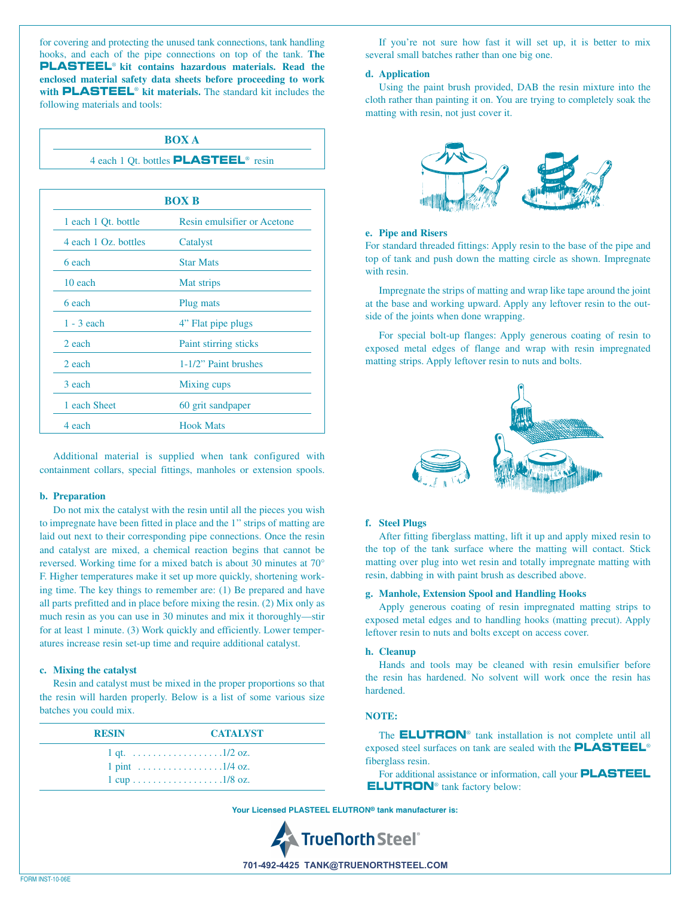for covering and protecting the unused tank connections, tank handling hooks, and each of the pipe connections on top of the tank. **The PLASTEEL® kit contains hazardous materials. Read the enclosed material safety data sheets before proceeding to work with PLASTEEL® kit materials.** The standard kit includes the following materials and tools:

| BOX A |
| --- |
| 4 each 1 Qt. bottles PLASTEEL® resin |

| BOX B | |
| --- | --- |
| 1 each 1 Qt. bottle | Resin emulsifier or Acetone |
| 4 each 1 Oz. bottles | Catalyst |
| 6 each | Star Mats |
| 10 each | Mat strips |
| 6 each | Plug mats |
| 1 - 3 each | 4" Flat pipe plugs |
| 2 each | Paint stirring sticks |
| 2 each | 1-1/2" Paint brushes |
| 3 each | Mixing cups |
| 1 each Sheet | 60 grit sandpaper |
| 4 each | Hook Mats |

Additional material is supplied when tank configured with containment collars, special fittings, manholes or extension spools.

**b. Preparation**

Do not mix the catalyst with the resin until all the pieces you wish to impregnate have been fitted in place and the 1" strips of matting are laid out next to their corresponding pipe connections. Once the resin and catalyst are mixed, a chemical reaction begins that cannot be reversed. Working time for a mixed batch is about 30 minutes at 70° F. Higher temperatures make it set up more quickly, shortening working time. The key things to remember are: (1) Be prepared and have all parts prefitted and in place before mixing the resin. (2) Mix only as much resin as you can use in 30 minutes and mix it thoroughly—stir for at least 1 minute. (3) Work quickly and efficiently. Lower temperatures increase resin set-up time and require additional catalyst.

**c. Mixing the catalyst**

Resin and catalyst must be mixed in the proper proportions so that the resin will harden properly. Below is a list of some various size batches you could mix.

| RESIN | CATALYST |
| --- | --- |
| 1 qt. | 1/2 oz. |
| 1 pint | 1/4 oz. |
| 1 cup | 1/8 oz. |

If you're not sure how fast it will set up, it is better to mix several small batches rather than one big one.

**d. Application**

Using the paint brush provided, DAB the resin mixture into the cloth rather than painting it on. You are trying to completely soak the matting with resin, not just cover it.

**e. Pipe and Risers**

For standard threaded fittings: Apply resin to the base of the pipe and top of tank and push down the matting circle as shown. Impregnate with resin.

Impregnate the strips of matting and wrap like tape around the joint at the base and working upward. Apply any leftover resin to the outside of the joints when done wrapping.

For special bolt-up flanges: Apply generous coating of resin to exposed metal edges of flange and wrap with resin impregnated matting strips. Apply leftover resin to nuts and bolts.

**f. Steel Plugs**

After fitting fiberglass matting, lift it up and apply mixed resin to the top of the tank surface where the matting will contact. Stick matting over plug into wet resin and totally impregnate matting with resin, dabbing in with paint brush as described above.

**g. Manhole, Extension Spool and Handling Hooks**

Apply generous coating of resin impregnated matting strips to exposed metal edges and to handling hooks (matting precut). Apply leftover resin to nuts and bolts except on access cover.

**h. Cleanup**

Hands and tools may be cleaned with resin emulsifier before the resin has hardened. No solvent will work once the resin has hardened.

**NOTE:**

The ELUTRON® tank installation is not complete until all exposed steel surfaces on tank are sealed with the PLASTEEL® fiberglass resin.

For additional assistance or information, call your PLASTEEL ELUTRON® tank factory below:

**Your Licensed PLASTEEL ELUTRON® tank manufacturer is:**

TrueNorth Steel®

**701-492-4425 TANK@TRUENORTHSTEEL.COM**

FORM INST-10-06E